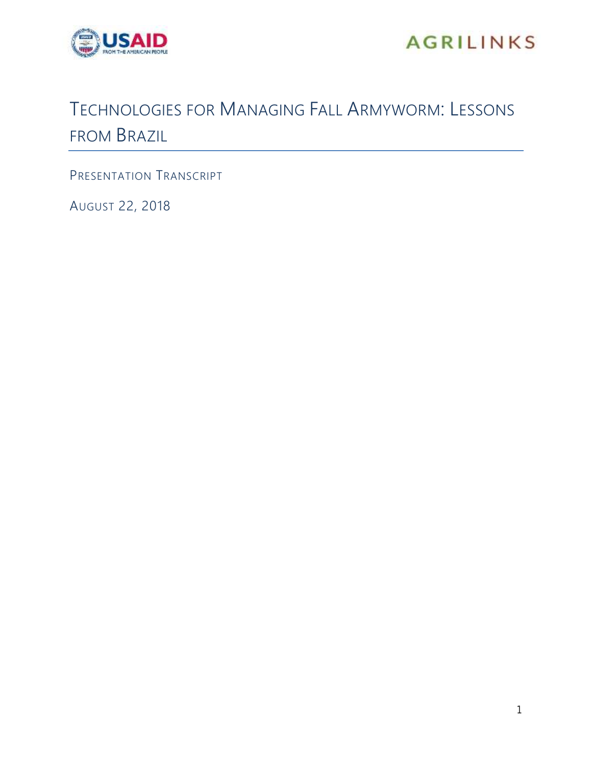USAID FROM THE AMERICAN PEOPLE

AGRILINKS

# Technologies for Managing Fall Armyworm: Lessons from Brazil

Presentation Transcript

August 22, 2018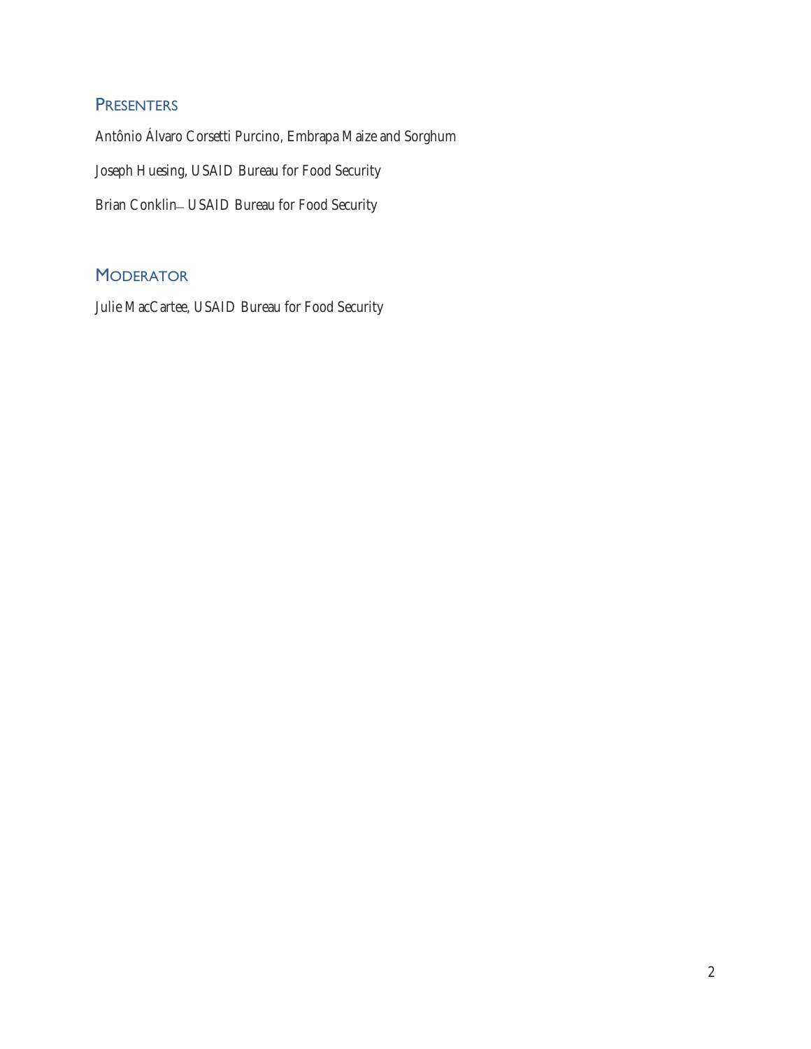## Presenters

Antônio Álvaro Corsetti Purcino, Embrapa Maize and Sorghum

Joseph Huesing, USAID Bureau for Food Security

Brian Conklin, USAID Bureau for Food Security

## Moderator

Julie MacCartee, USAID Bureau for Food Security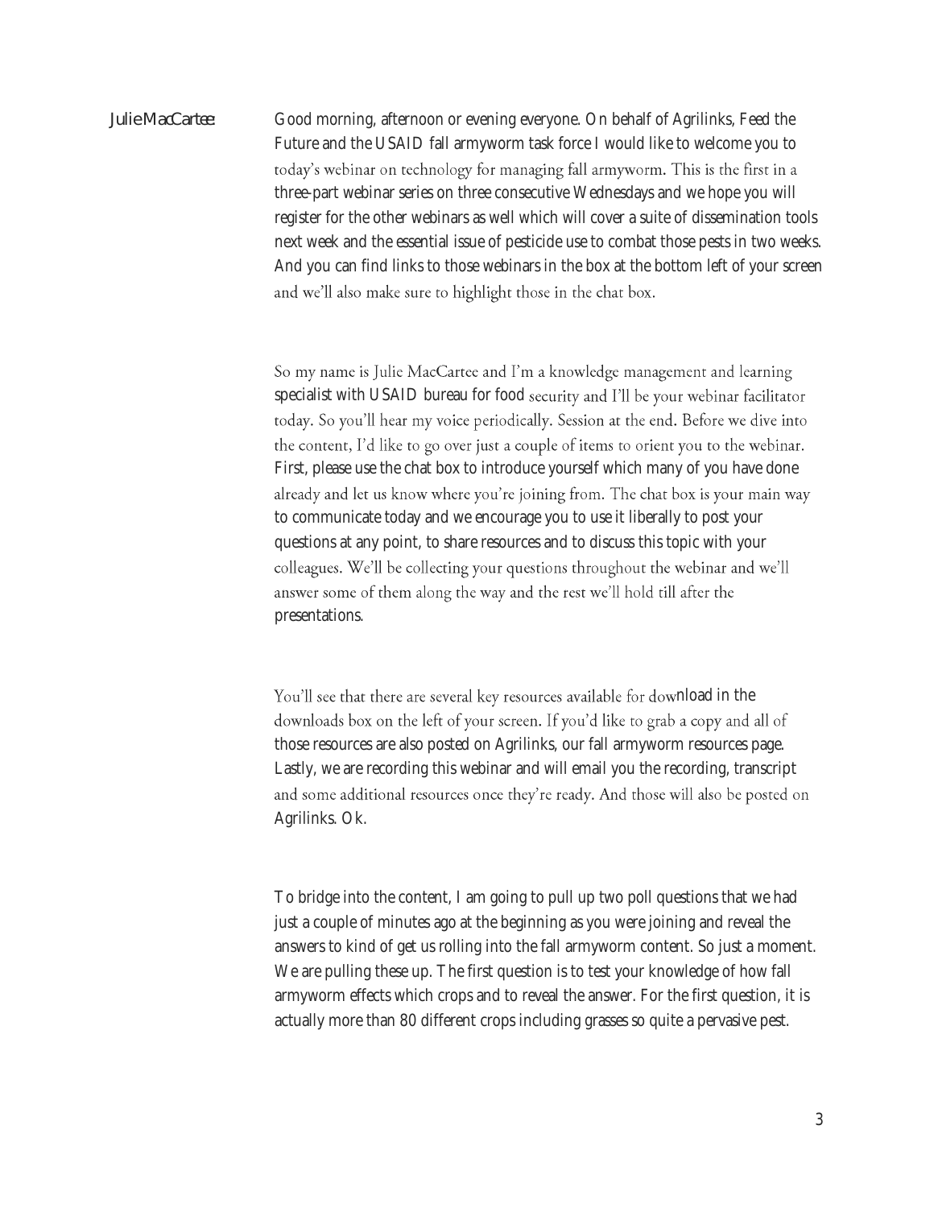**Julie MacCartee:** Good morning, afternoon or evening everyone. On behalf of Agrilinks, Feed the Future and the USAID fall armyworm task force I would like to welcome you to today's webinar on technology for managing fall armyworm. This is the first in a three-part webinar series on three consecutive Wednesdays and we hope you will register for the other webinars as well which will cover a suite of dissemination tools next week and the essential issue of pesticide use to combat those pests in two weeks. And you can find links to those webinars in the box at the bottom left of your screen and we'll also make sure to highlight those in the chat box.

So my name is Julie MacCartee and I'm a knowledge management and learning specialist with USAID bureau for food security and I'll be your webinar facilitator today. So you'll hear my voice periodically. Session at the end. Before we dive into the content, I'd like to go over just a couple of items to orient you to the webinar. First, please use the chat box to introduce yourself which many of you have done already and let us know where you're joining from. The chat box is your main way to communicate today and we encourage you to use it liberally to post your questions at any point, to share resources and to discuss this topic with your colleagues. We'll be collecting your questions throughout the webinar and we'll answer some of them along the way and the rest we'll hold till after the presentations.

You'll see that there are several key resources available for download in the downloads box on the left of your screen. If you'd like to grab a copy and all of those resources are also posted on Agrilinks, our fall armyworm resources page. Lastly, we are recording this webinar and will email you the recording, transcript and some additional resources once they're ready. And those will also be posted on Agrilinks. Ok.

To bridge into the content, I am going to pull up two poll questions that we had just a couple of minutes ago at the beginning as you were joining and reveal the answers to kind of get us rolling into the fall armyworm content. So just a moment. We are pulling these up. The first question is to test your knowledge of how fall armyworm effects which crops and to reveal the answer. For the first question, it is actually more than 80 different crops including grasses so quite a pervasive pest.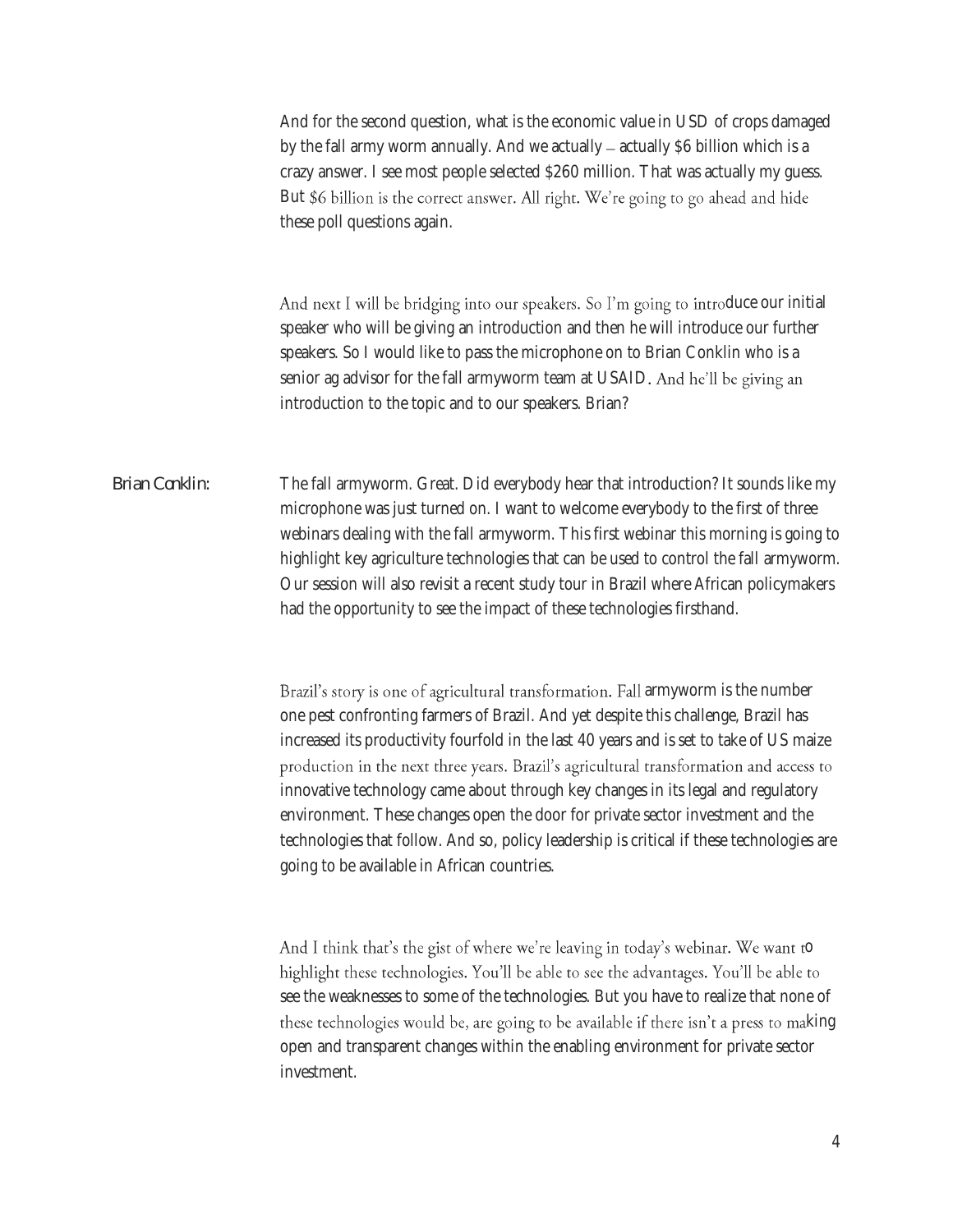And for the second question, what is the economic value in USD of crops damaged by the fall army worm annually. And we actually – actually $6 billion which is a crazy answer. I see most people selected $260 million. That was actually my guess. But $6 billion is the correct answer. All right. We're going to go ahead and hide these poll questions again.

And next I will be bridging into our speakers. So I'm going to introduce our initial speaker who will be giving an introduction and then he will introduce our further speakers. So I would like to pass the microphone on to Brian Conklin who is a senior ag advisor for the fall armyworm team at USAID. And he'll be giving an introduction to the topic and to our speakers. Brian?

*Brian Conklin:* The fall armyworm. Great. Did everybody hear that introduction? It sounds like my microphone was just turned on. I want to welcome everybody to the first of three webinars dealing with the fall armyworm. This first webinar this morning is going to highlight key agriculture technologies that can be used to control the fall armyworm. Our session will also revisit a recent study tour in Brazil where African policymakers had the opportunity to see the impact of these technologies firsthand.

Brazil's story is one of agricultural transformation. Fall armyworm is the number one pest confronting farmers of Brazil. And yet despite this challenge, Brazil has increased its productivity fourfold in the last 40 years and is set to take of US maize production in the next three years. Brazil's agricultural transformation and access to innovative technology came about through key changes in its legal and regulatory environment. These changes open the door for private sector investment and the technologies that follow. And so, policy leadership is critical if these technologies are going to be available in African countries.

And I think that's the gist of where we're leaving in today's webinar. We want to highlight these technologies. You'll be able to see the advantages. You'll be able to see the weaknesses to some of the technologies. But you have to realize that none of these technologies would be, are going to be available if there isn't a press to making open and transparent changes within the enabling environment for private sector investment.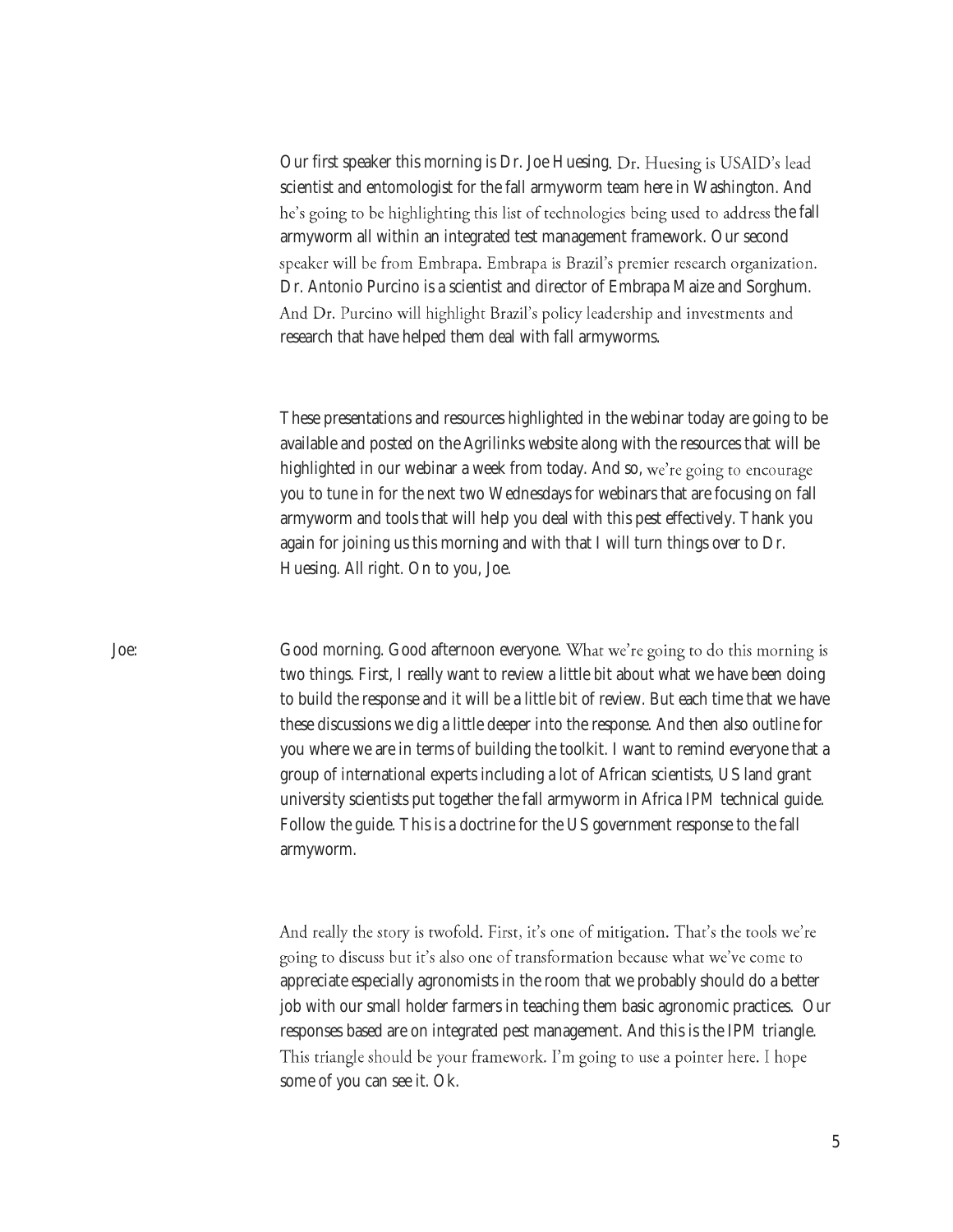Our first speaker this morning is Dr. Joe Huesing. Dr. Huesing is USAID's lead scientist and entomologist for the fall armyworm team here in Washington. And he's going to be highlighting this list of technologies being used to address the fall armyworm all within an integrated test management framework. Our second speaker will be from Embrapa. Embrapa is Brazil's premier research organization. Dr. Antonio Purcino is a scientist and director of Embrapa Maize and Sorghum. And Dr. Purcino will highlight Brazil's policy leadership and investments and research that have helped them deal with fall armyworms.

These presentations and resources highlighted in the webinar today are going to be available and posted on the Agrilinks website along with the resources that will be highlighted in our webinar a week from today. And so, we're going to encourage you to tune in for the next two Wednesdays for webinars that are focusing on fall armyworm and tools that will help you deal with this pest effectively. Thank you again for joining us this morning and with that I will turn things over to Dr. Huesing. All right. On to you, Joe.

Joe: Good morning. Good afternoon everyone. What we're going to do this morning is two things. First, I really want to review a little bit about what we have been doing to build the response and it will be a little bit of review. But each time that we have these discussions we dig a little deeper into the response. And then also outline for you where we are in terms of building the toolkit. I want to remind everyone that a group of international experts including a lot of African scientists, US land grant university scientists put together the fall armyworm in Africa IPM technical guide. Follow the guide. This is a doctrine for the US government response to the fall armyworm.

And really the story is twofold. First, it's one of mitigation. That's the tools we're going to discuss but it's also one of transformation because what we've come to appreciate especially agronomists in the room that we probably should do a better job with our small holder farmers in teaching them basic agronomic practices. Our responses based are on integrated pest management. And this is the IPM triangle. This triangle should be your framework. I'm going to use a pointer here. I hope some of you can see it. Ok.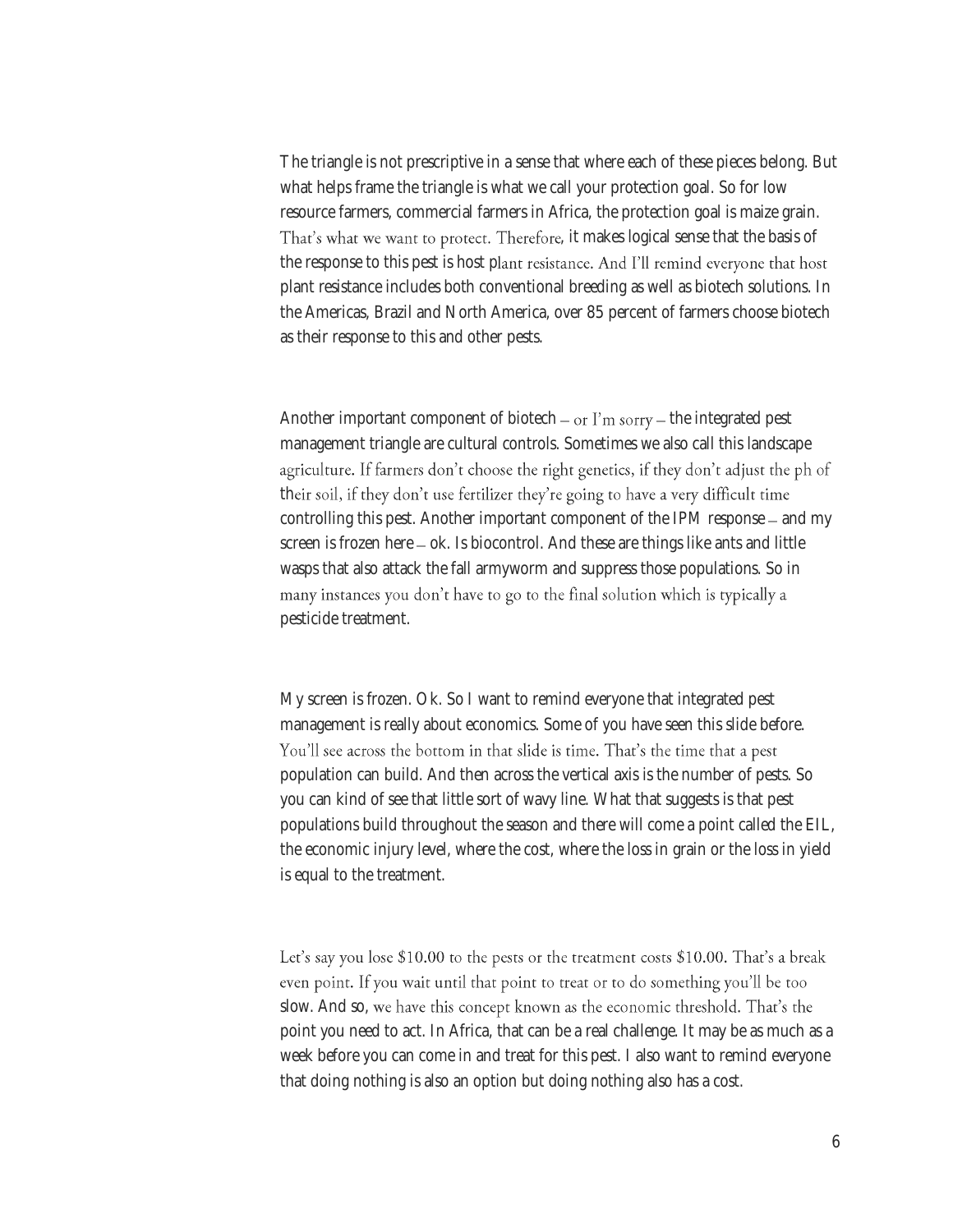The triangle is not prescriptive in a sense that where each of these pieces belong. But what helps frame the triangle is what we call your protection goal. So for low resource farmers, commercial farmers in Africa, the protection goal is maize grain. That's what we want to protect. Therefore, it makes logical sense that the basis of the response to this pest is host plant resistance. And I'll remind everyone that host plant resistance includes both conventional breeding as well as biotech solutions. In the Americas, Brazil and North America, over 85 percent of farmers choose biotech as their response to this and other pests.

Another important component of biotech – or I'm sorry – the integrated pest management triangle are cultural controls. Sometimes we also call this landscape agriculture. If farmers don't choose the right genetics, if they don't adjust the ph of their soil, if they don't use fertilizer they're going to have a very difficult time controlling this pest. Another important component of the IPM response – and my screen is frozen here – ok. Is biocontrol. And these are things like ants and little wasps that also attack the fall armyworm and suppress those populations. So in many instances you don't have to go to the final solution which is typically a pesticide treatment.

My screen is frozen. Ok. So I want to remind everyone that integrated pest management is really about economics. Some of you have seen this slide before. You'll see across the bottom in that slide is time. That's the time that a pest population can build. And then across the vertical axis is the number of pests. So you can kind of see that little sort of wavy line. What that suggests is that pest populations build throughout the season and there will come a point called the EIL, the economic injury level, where the cost, where the loss in grain or the loss in yield is equal to the treatment.

Let's say you lose $10.00 to the pests or the treatment costs $10.00. That's a break even point. If you wait until that point to treat or to do something you'll be too slow. And so, we have this concept known as the economic threshold. That's the point you need to act. In Africa, that can be a real challenge. It may be as much as a week before you can come in and treat for this pest. I also want to remind everyone that doing nothing is also an option but doing nothing also has a cost.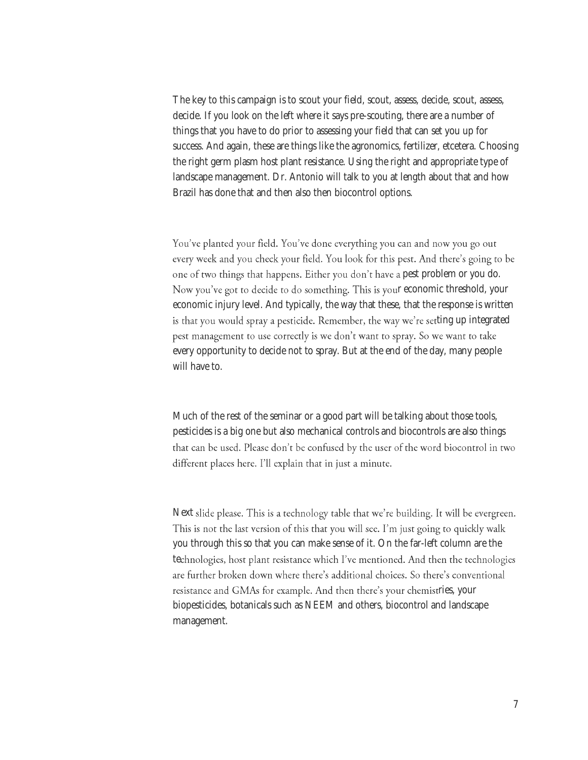The key to this campaign is to scout your field, scout, assess, decide, scout, assess, decide. If you look on the left where it says pre-scouting, there are a number of things that you have to do prior to assessing your field that can set you up for success. And again, these are things like the agronomics, fertilizer, etcetera. Choosing the right germ plasm host plant resistance. Using the right and appropriate type of landscape management. Dr. Antonio will talk to you at length about that and how Brazil has done that and then also then biocontrol options.

You've planted your field. You've done everything you can and now you go out every week and you check your field. You look for this pest. And there's going to be one of two things that happens. Either you don't have a pest problem or you do. Now you've got to decide to do something. This is your economic threshold, your economic injury level. And typically, the way that these, that the response is written is that you would spray a pesticide. Remember, the way we're setting up integrated pest management to use correctly is we don't want to spray. So we want to take every opportunity to decide not to spray. But at the end of the day, many people will have to.

Much of the rest of the seminar or a good part will be talking about those tools, pesticides is a big one but also mechanical controls and biocontrols are also things that can be used. Please don't be confused by the user of the word biocontrol in two different places here. I'll explain that in just a minute.

Next slide please. This is a technology table that we're building. It will be evergreen. This is not the last version of this that you will see. I'm just going to quickly walk you through this so that you can make sense of it. On the far-left column are the technologies, host plant resistance which I've mentioned. And then the technologies are further broken down where there's additional choices. So there's conventional resistance and GMAs for example. And then there's your chemistries, your biopesticides, botanicals such as NEEM and others, biocontrol and landscape management.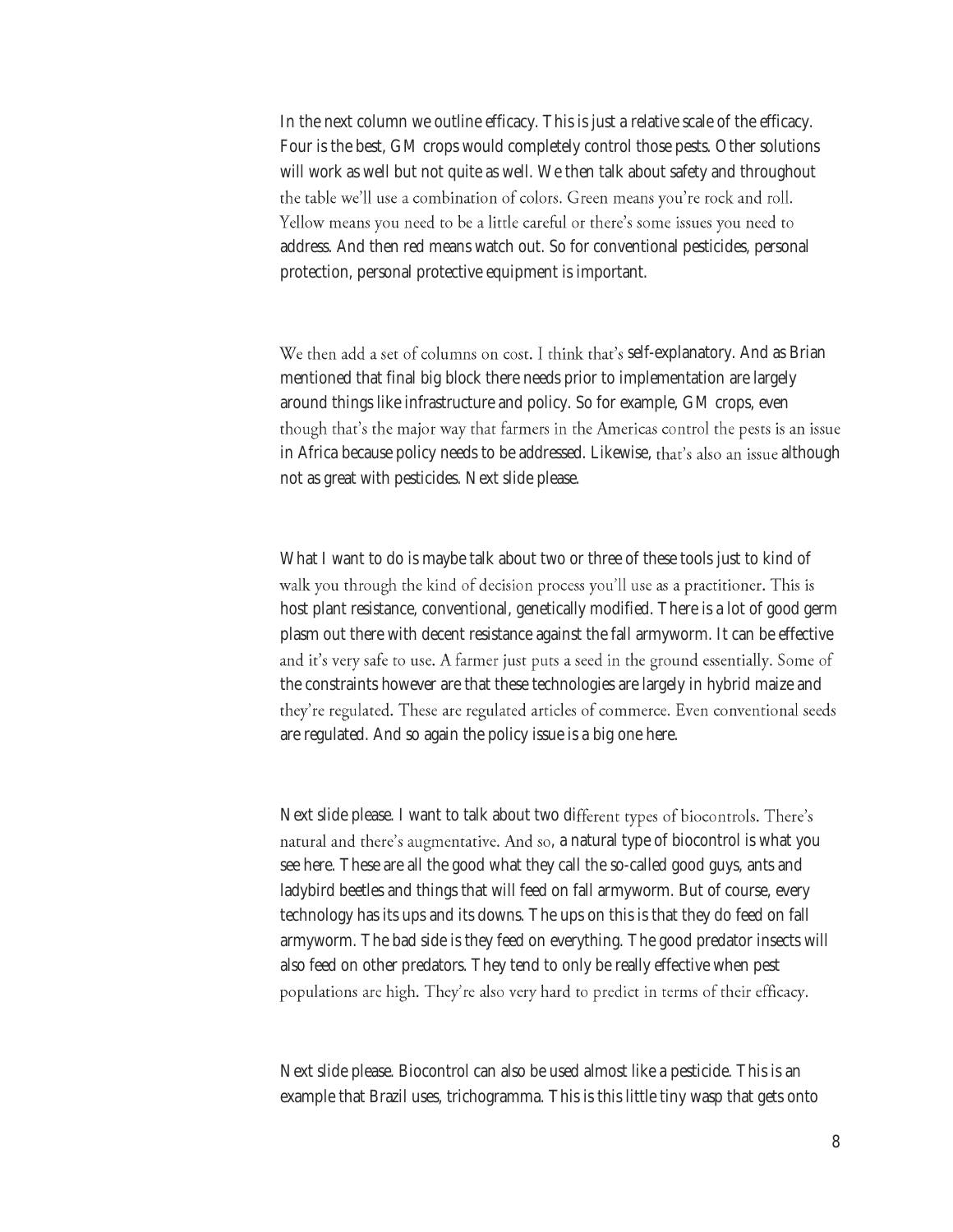In the next column we outline efficacy. This is just a relative scale of the efficacy. Four is the best, GM crops would completely control those pests. Other solutions will work as well but not quite as well. We then talk about safety and throughout the table we'll use a combination of colors. Green means you're rock and roll. Yellow means you need to be a little careful or there's some issues you need to address. And then red means watch out. So for conventional pesticides, personal protection, personal protective equipment is important.

We then add a set of columns on cost. I think that's self-explanatory. And as Brian mentioned that final big block there needs prior to implementation are largely around things like infrastructure and policy. So for example, GM crops, even though that's the major way that farmers in the Americas control the pests is an issue in Africa because policy needs to be addressed. Likewise, that's also an issue although not as great with pesticides. Next slide please.

What I want to do is maybe talk about two or three of these tools just to kind of walk you through the kind of decision process you'll use as a practitioner. This is host plant resistance, conventional, genetically modified. There is a lot of good germ plasm out there with decent resistance against the fall armyworm. It can be effective and it's very safe to use. A farmer just puts a seed in the ground essentially. Some of the constraints however are that these technologies are largely in hybrid maize and they're regulated. These are regulated articles of commerce. Even conventional seeds are regulated. And so again the policy issue is a big one here.

Next slide please. I want to talk about two different types of biocontrols. There's natural and there's augmentative. And so, a natural type of biocontrol is what you see here. These are all the good what they call the so-called good guys, ants and ladybird beetles and things that will feed on fall armyworm. But of course, every technology has its ups and its downs. The ups on this is that they do feed on fall armyworm. The bad side is they feed on everything. The good predator insects will also feed on other predators. They tend to only be really effective when pest populations are high. They're also very hard to predict in terms of their efficacy.

Next slide please. Biocontrol can also be used almost like a pesticide. This is an example that Brazil uses, trichogramma. This is this little tiny wasp that gets onto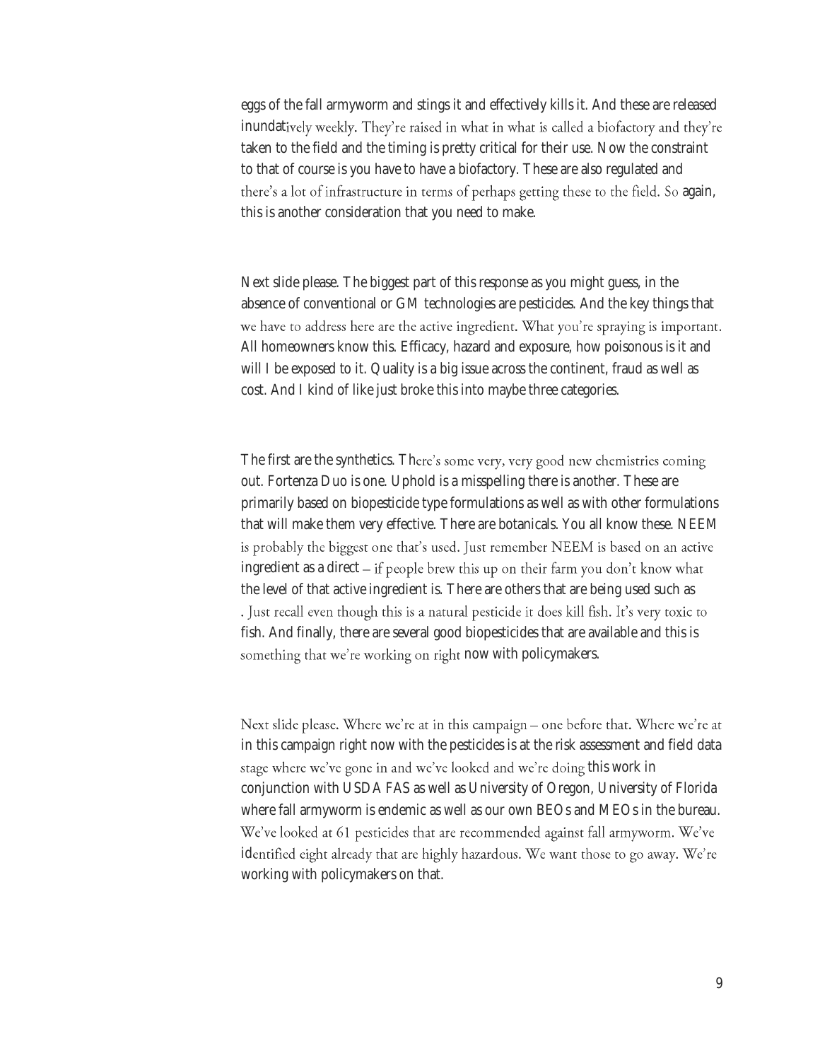eggs of the fall armyworm and stings it and effectively kills it. And these are released inundatively weekly. They're raised in what in what is called a biofactory and they're taken to the field and the timing is pretty critical for their use. Now the constraint to that of course is you have to have a biofactory. These are also regulated and there's a lot of infrastructure in terms of perhaps getting these to the field. So again, this is another consideration that you need to make.

Next slide please. The biggest part of this response as you might guess, in the absence of conventional or GM technologies are pesticides. And the key things that we have to address here are the active ingredient. What you're spraying is important. All homeowners know this. Efficacy, hazard and exposure, how poisonous is it and will I be exposed to it. Quality is a big issue across the continent, fraud as well as cost. And I kind of like just broke this into maybe three categories.

The first are the synthetics. There's some very, very good new chemistries coming out. Fortenza Duo is one. Uphold is a misspelling there is another. These are primarily based on biopesticide type formulations as well as with other formulations that will make them very effective. There are botanicals. You all know these. NEEM is probably the biggest one that's used. Just remember NEEM is based on an active ingredient as a direct – if people brew this up on their farm you don't know what the level of that active ingredient is. There are others that are being used such as . Just recall even though this is a natural pesticide it does kill fish. It's very toxic to fish. And finally, there are several good biopesticides that are available and this is something that we're working on right now with policymakers.

Next slide please. Where we're at in this campaign – one before that. Where we're at in this campaign right now with the pesticides is at the risk assessment and field data stage where we've gone in and we've looked and we're doing this work in conjunction with USDA FAS as well as University of Oregon, University of Florida where fall armyworm is endemic as well as our own BEOs and MEOs in the bureau. We've looked at 61 pesticides that are recommended against fall armyworm. We've identified eight already that are highly hazardous. We want those to go away. We're working with policymakers on that.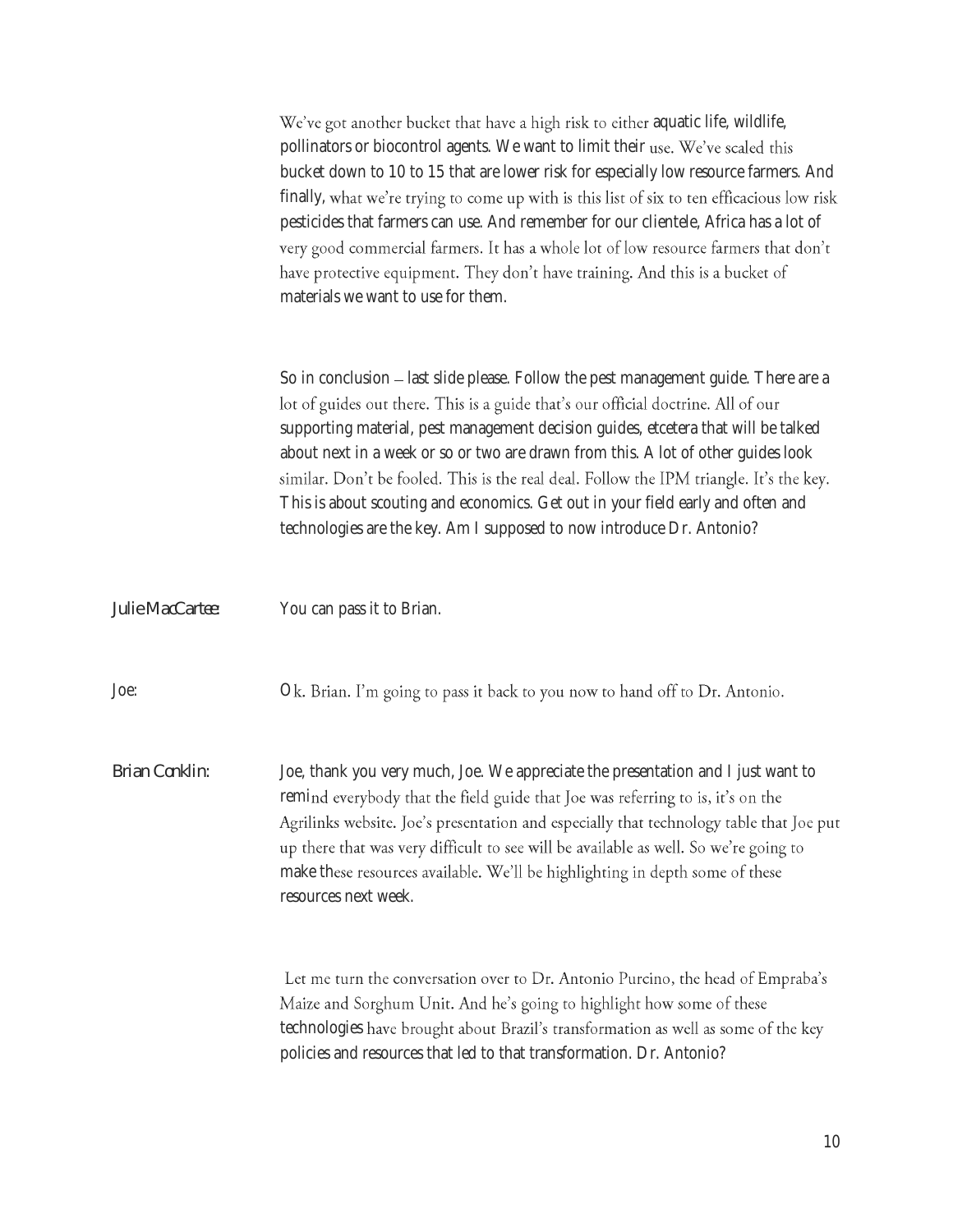We've got another bucket that have a high risk to either aquatic life, wildlife, pollinators or biocontrol agents. We want to limit their use. We've scaled this bucket down to 10 to 15 that are lower risk for especially low resource farmers. And finally, what we're trying to come up with is this list of six to ten efficacious low risk pesticides that farmers can use. And remember for our clientele, Africa has a lot of very good commercial farmers. It has a whole lot of low resource farmers that don't have protective equipment. They don't have training. And this is a bucket of materials we want to use for them.

So in conclusion – last slide please. Follow the pest management guide. There are a lot of guides out there. This is a guide that's our official doctrine. All of our supporting material, pest management decision guides, etcetera that will be talked about next in a week or so or two are drawn from this. A lot of other guides look similar. Don't be fooled. This is the real deal. Follow the IPM triangle. It's the key. This is about scouting and economics. Get out in your field early and often and technologies are the key. Am I supposed to now introduce Dr. Antonio?

**Julie MacCartee:** You can pass it to Brian.

**Joe:** Ok. Brian. I'm going to pass it back to you now to hand off to Dr. Antonio.

**Brian Conklin:** Joe, thank you very much, Joe. We appreciate the presentation and I just want to remind everybody that the field guide that Joe was referring to is, it's on the Agrilinks website. Joe's presentation and especially that technology table that Joe put up there that was very difficult to see will be available as well. So we're going to make these resources available. We'll be highlighting in depth some of these resources next week.

Let me turn the conversation over to Dr. Antonio Purcino, the head of Empraba's Maize and Sorghum Unit. And he's going to highlight how some of these technologies have brought about Brazil's transformation as well as some of the key policies and resources that led to that transformation. Dr. Antonio?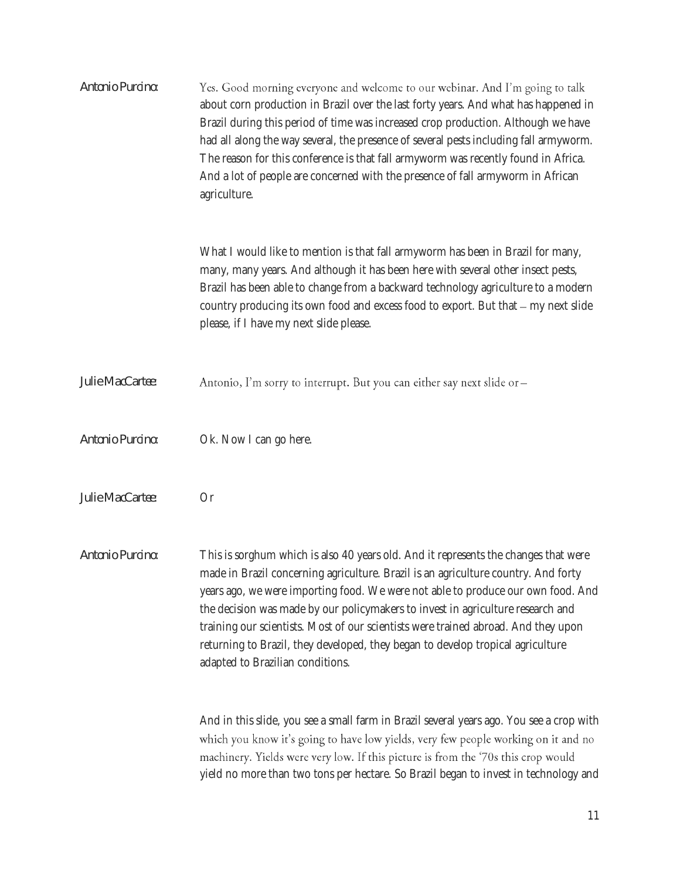**Antonio Purcino:** Yes. Good morning everyone and welcome to our webinar. And I'm going to talk about corn production in Brazil over the last forty years. And what has happened in Brazil during this period of time was increased crop production. Although we have had all along the way several, the presence of several pests including fall armyworm. The reason for this conference is that fall armyworm was recently found in Africa. And a lot of people are concerned with the presence of fall armyworm in African agriculture.

What I would like to mention is that fall armyworm has been in Brazil for many, many, many years. And although it has been here with several other insect pests, Brazil has been able to change from a backward technology agriculture to a modern country producing its own food and excess food to export. But that – my next slide please, if I have my next slide please.

**Julie MacCartee:** Antonio, I'm sorry to interrupt. But you can either say next slide or –

**Antonio Purcino:** Ok. Now I can go here.

**Julie MacCartee:** Or

**Antonio Purcino:** This is sorghum which is also 40 years old. And it represents the changes that were made in Brazil concerning agriculture. Brazil is an agriculture country. And forty years ago, we were importing food. We were not able to produce our own food. And the decision was made by our policymakers to invest in agriculture research and training our scientists. Most of our scientists were trained abroad. And they upon returning to Brazil, they developed, they began to develop tropical agriculture adapted to Brazilian conditions.

And in this slide, you see a small farm in Brazil several years ago. You see a crop with which you know it's going to have low yields, very few people working on it and no machinery. Yields were very low. If this picture is from the '70s this crop would yield no more than two tons per hectare. So Brazil began to invest in technology and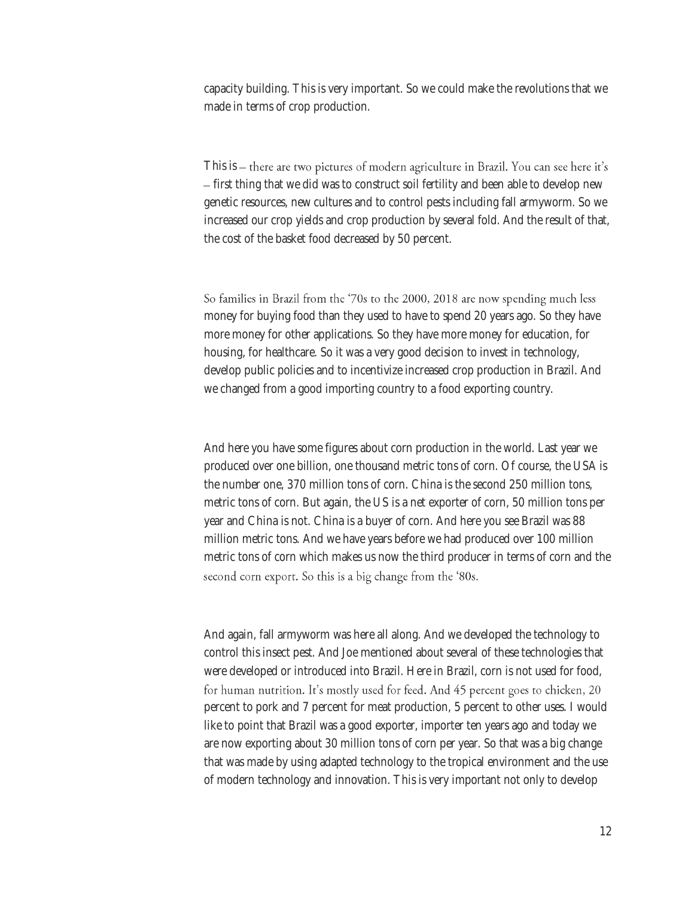capacity building. This is very important. So we could make the revolutions that we made in terms of crop production.

This is – there are two pictures of modern agriculture in Brazil. You can see here it's – first thing that we did was to construct soil fertility and been able to develop new genetic resources, new cultures and to control pests including fall armyworm. So we increased our crop yields and crop production by several fold. And the result of that, the cost of the basket food decreased by 50 percent.

So families in Brazil from the '70s to the 2000, 2018 are now spending much less money for buying food than they used to have to spend 20 years ago. So they have more money for other applications. So they have more money for education, for housing, for healthcare. So it was a very good decision to invest in technology, develop public policies and to incentivize increased crop production in Brazil. And we changed from a good importing country to a food exporting country.

And here you have some figures about corn production in the world. Last year we produced over one billion, one thousand metric tons of corn. Of course, the USA is the number one, 370 million tons of corn. China is the second 250 million tons, metric tons of corn. But again, the US is a net exporter of corn, 50 million tons per year and China is not. China is a buyer of corn. And here you see Brazil was 88 million metric tons. And we have years before we had produced over 100 million metric tons of corn which makes us now the third producer in terms of corn and the second corn export. So this is a big change from the '80s.

And again, fall armyworm was here all along. And we developed the technology to control this insect pest. And Joe mentioned about several of these technologies that were developed or introduced into Brazil. Here in Brazil, corn is not used for food, for human nutrition. It's mostly used for feed. And 45 percent goes to chicken, 20 percent to pork and 7 percent for meat production, 5 percent to other uses. I would like to point that Brazil was a good exporter, importer ten years ago and today we are now exporting about 30 million tons of corn per year. So that was a big change that was made by using adapted technology to the tropical environment and the use of modern technology and innovation. This is very important not only to develop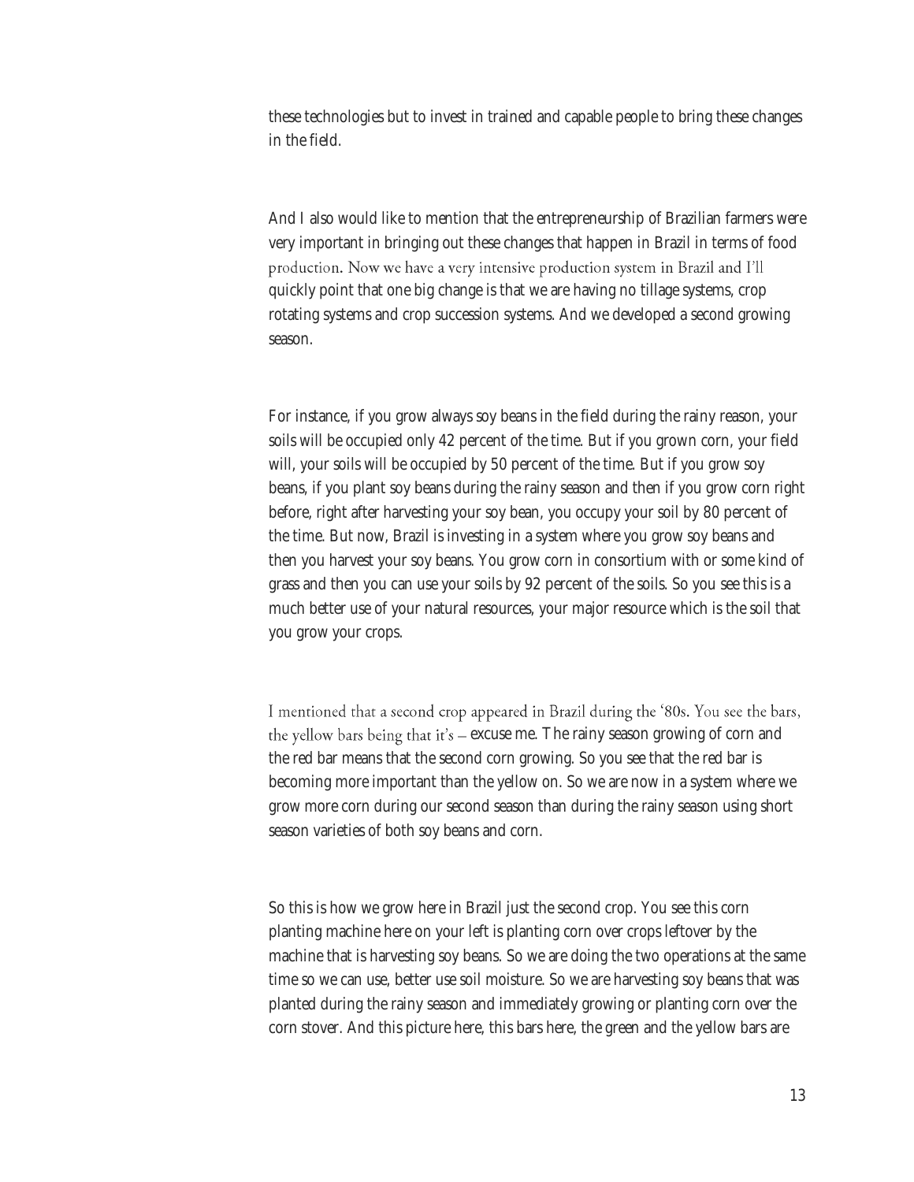these technologies but to invest in trained and capable people to bring these changes in the field.

And I also would like to mention that the entrepreneurship of Brazilian farmers were very important in bringing out these changes that happen in Brazil in terms of food production. Now we have a very intensive production system in Brazil and I'll quickly point that one big change is that we are having no tillage systems, crop rotating systems and crop succession systems. And we developed a second growing season.

For instance, if you grow always soy beans in the field during the rainy reason, your soils will be occupied only 42 percent of the time. But if you grown corn, your field will, your soils will be occupied by 50 percent of the time. But if you grow soy beans, if you plant soy beans during the rainy season and then if you grow corn right before, right after harvesting your soy bean, you occupy your soil by 80 percent of the time. But now, Brazil is investing in a system where you grow soy beans and then you harvest your soy beans. You grow corn in consortium with or some kind of grass and then you can use your soils by 92 percent of the soils. So you see this is a much better use of your natural resources, your major resource which is the soil that you grow your crops.

I mentioned that a second crop appeared in Brazil during the '80s. You see the bars, the yellow bars being that it's – excuse me. The rainy season growing of corn and the red bar means that the second corn growing. So you see that the red bar is becoming more important than the yellow on. So we are now in a system where we grow more corn during our second season than during the rainy season using short season varieties of both soy beans and corn.

So this is how we grow here in Brazil just the second crop. You see this corn planting machine here on your left is planting corn over crops leftover by the machine that is harvesting soy beans. So we are doing the two operations at the same time so we can use, better use soil moisture. So we are harvesting soy beans that was planted during the rainy season and immediately growing or planting corn over the corn stover. And this picture here, this bars here, the green and the yellow bars are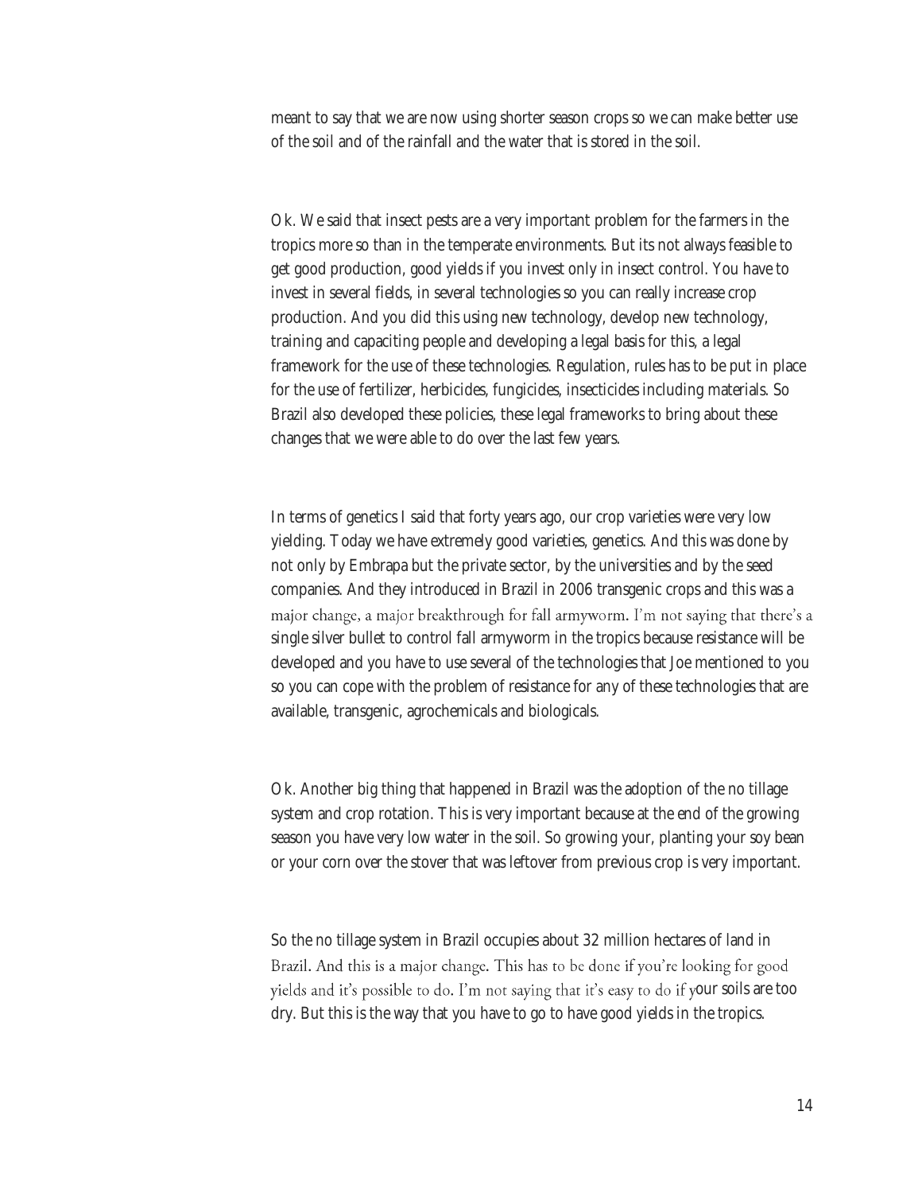meant to say that we are now using shorter season crops so we can make better use of the soil and of the rainfall and the water that is stored in the soil.

Ok. We said that insect pests are a very important problem for the farmers in the tropics more so than in the temperate environments. But its not always feasible to get good production, good yields if you invest only in insect control. You have to invest in several fields, in several technologies so you can really increase crop production. And you did this using new technology, develop new technology, training and capaciting people and developing a legal basis for this, a legal framework for the use of these technologies. Regulation, rules has to be put in place for the use of fertilizer, herbicides, fungicides, insecticides including materials. So Brazil also developed these policies, these legal frameworks to bring about these changes that we were able to do over the last few years.

In terms of genetics I said that forty years ago, our crop varieties were very low yielding. Today we have extremely good varieties, genetics. And this was done by not only by Embrapa but the private sector, by the universities and by the seed companies. And they introduced in Brazil in 2006 transgenic crops and this was a major change, a major breakthrough for fall armyworm. I'm not saying that there's a single silver bullet to control fall armyworm in the tropics because resistance will be developed and you have to use several of the technologies that Joe mentioned to you so you can cope with the problem of resistance for any of these technologies that are available, transgenic, agrochemicals and biologicals.

Ok. Another big thing that happened in Brazil was the adoption of the no tillage system and crop rotation. This is very important because at the end of the growing season you have very low water in the soil. So growing your, planting your soy bean or your corn over the stover that was leftover from previous crop is very important.

So the no tillage system in Brazil occupies about 32 million hectares of land in Brazil. And this is a major change. This has to be done if you're looking for good yields and it's possible to do. I'm not saying that it's easy to do if your soils are too dry. But this is the way that you have to go to have good yields in the tropics.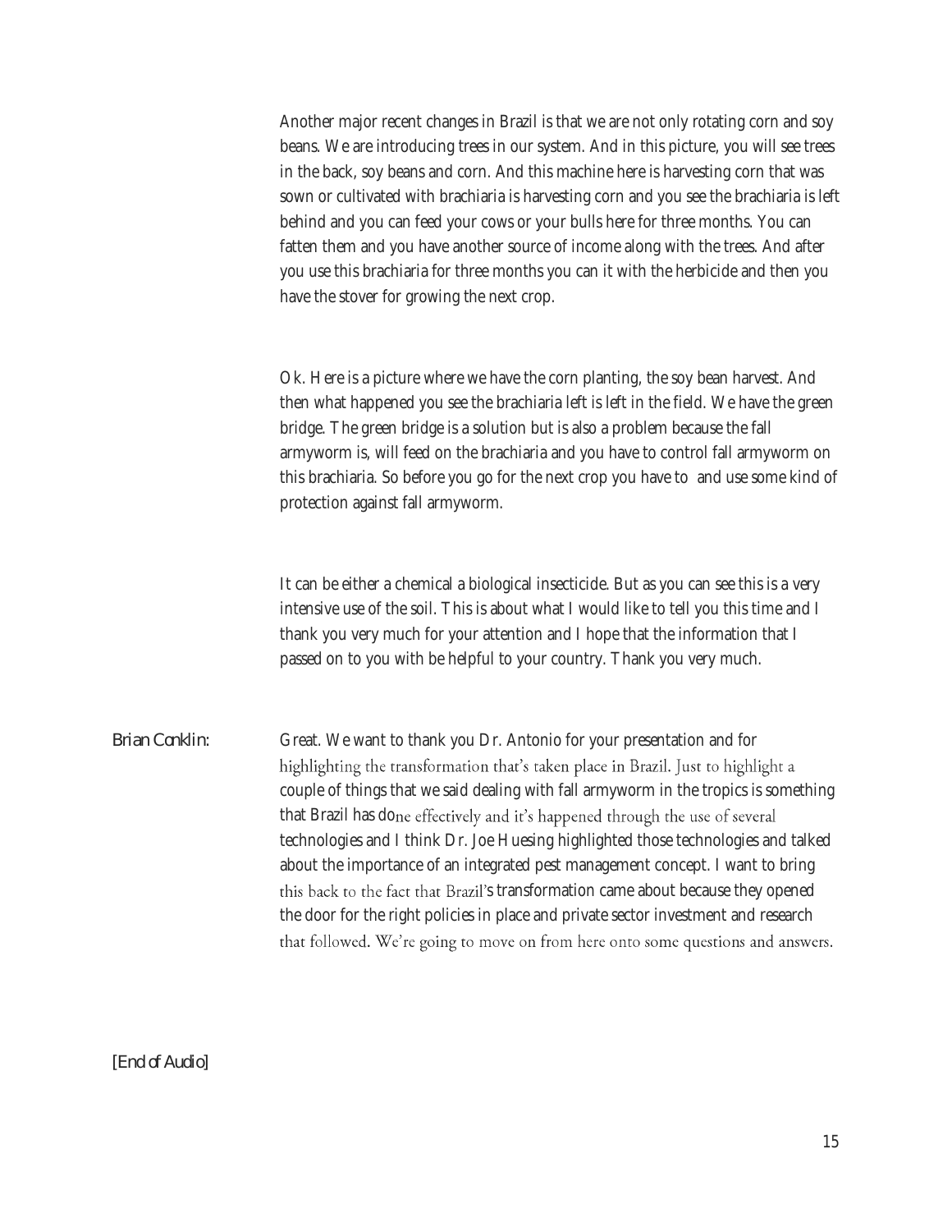Another major recent changes in Brazil is that we are not only rotating corn and soy beans. We are introducing trees in our system. And in this picture, you will see trees in the back, soy beans and corn. And this machine here is harvesting corn that was sown or cultivated with brachiaria is harvesting corn and you see the brachiaria is left behind and you can feed your cows or your bulls here for three months. You can fatten them and you have another source of income along with the trees. And after you use this brachiaria for three months you can it with the herbicide and then you have the stover for growing the next crop.

Ok. Here is a picture where we have the corn planting, the soy bean harvest. And then what happened you see the brachiaria left is left in the field. We have the green bridge. The green bridge is a solution but is also a problem because the fall armyworm is, will feed on the brachiaria and you have to control fall armyworm on this brachiaria. So before you go for the next crop you have to and use some kind of protection against fall armyworm.

It can be either a chemical a biological insecticide. But as you can see this is a very intensive use of the soil. This is about what I would like to tell you this time and I thank you very much for your attention and I hope that the information that I passed on to you with be helpful to your country. Thank you very much.

*Brian Conklin:* Great. We want to thank you Dr. Antonio for your presentation and for highlighting the transformation that's taken place in Brazil. Just to highlight a couple of things that we said dealing with fall armyworm in the tropics is something that Brazil has done effectively and it's happened through the use of several technologies and I think Dr. Joe Huesing highlighted those technologies and talked about the importance of an integrated pest management concept. I want to bring this back to the fact that Brazil's transformation came about because they opened the door for the right policies in place and private sector investment and research that followed. We're going to move on from here onto some questions and answers.

*[End of Audio]*